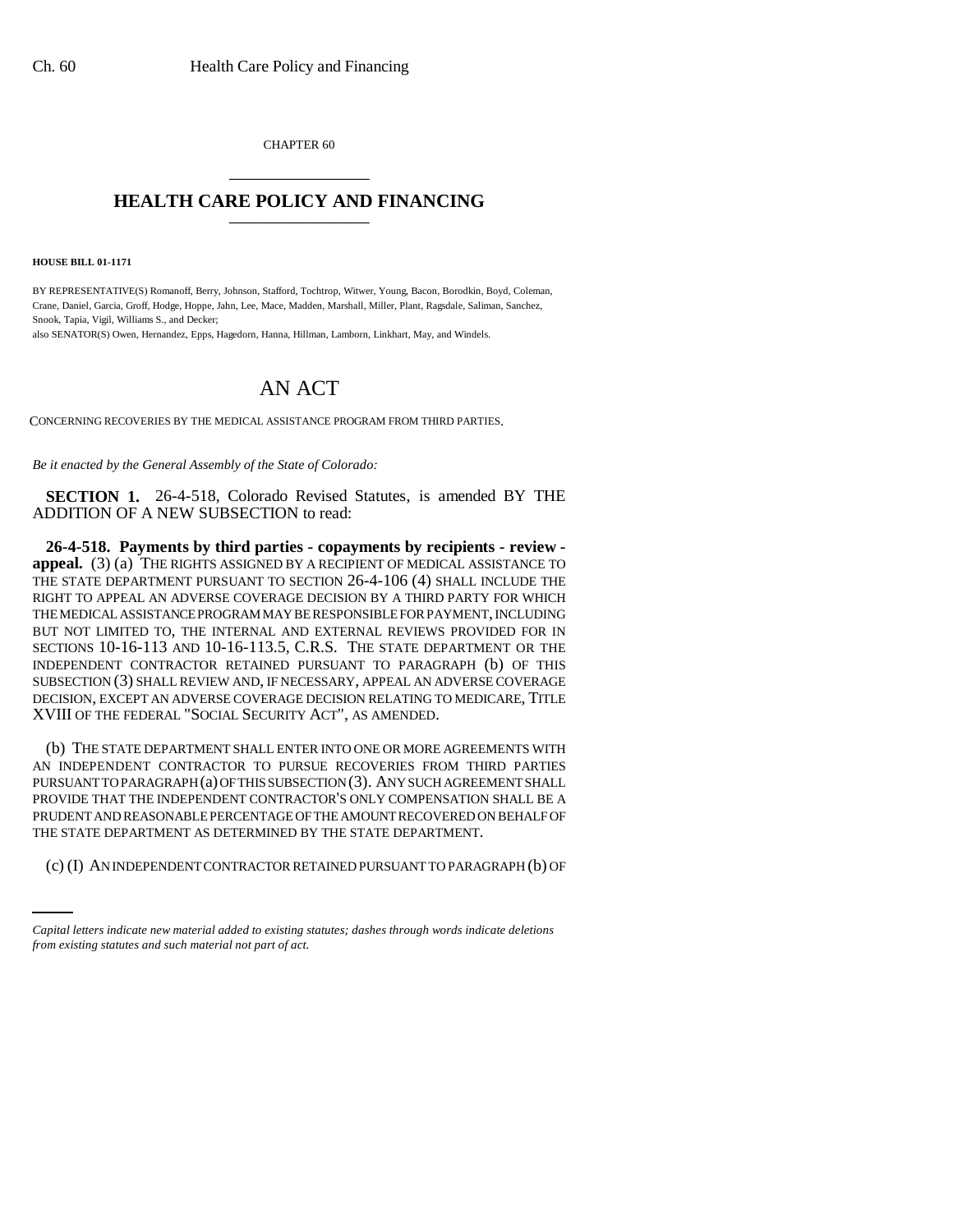CHAPTER 60

# HEALTH CARE POLICY AND FINANCING

**HOUSE BILL 01-1171**

BY REPRESENTATIVE(S) Romanoff, Berry, Johnson, Stafford, Tochtrop, Witwer, Young, Bacon, Borodkin, Boyd, Coleman, Crane, Daniel, Garcia, Groff, Hodge, Hoppe, Jahn, Lee, Mace, Madden, Marshall, Miller, Plant, Ragsdale, Saliman, Sanchez, Snook, Tapia, Vigil, Williams S., and Decker;

also SENATOR(S) Owen, Hernandez, Epps, Hagedorn, Hanna, Hillman, Lamborn, Linkhart, May, and Windels.

# AN ACT

CONCERNING RECOVERIES BY THE MEDICAL ASSISTANCE PROGRAM FROM THIRD PARTIES.

*Be it enacted by the General Assembly of the State of Colorado:*

**SECTION 1.** 26-4-518, Colorado Revised Statutes, is amended BY THE ADDITION OF A NEW SUBSECTION to read:

**26-4-518. Payments by third parties - copayments by recipients - review - appeal.** (3) (a) THE RIGHTS ASSIGNED BY A RECIPIENT OF MEDICAL ASSISTANCE TO THE STATE DEPARTMENT PURSUANT TO SECTION 26-4-106 (4) SHALL INCLUDE THE RIGHT TO APPEAL AN ADVERSE COVERAGE DECISION BY A THIRD PARTY FOR WHICH THE MEDICAL ASSISTANCE PROGRAM MAY BE RESPONSIBLE FOR PAYMENT, INCLUDING BUT NOT LIMITED TO, THE INTERNAL AND EXTERNAL REVIEWS PROVIDED FOR IN SECTIONS 10-16-113 AND 10-16-113.5, C.R.S. THE STATE DEPARTMENT OR THE INDEPENDENT CONTRACTOR RETAINED PURSUANT TO PARAGRAPH (b) OF THIS SUBSECTION (3) SHALL REVIEW AND, IF NECESSARY, APPEAL AN ADVERSE COVERAGE DECISION, EXCEPT AN ADVERSE COVERAGE DECISION RELATING TO MEDICARE, TITLE XVIII OF THE FEDERAL "SOCIAL SECURITY ACT", AS AMENDED.

(b) THE STATE DEPARTMENT SHALL ENTER INTO ONE OR MORE AGREEMENTS WITH AN INDEPENDENT CONTRACTOR TO PURSUE RECOVERIES FROM THIRD PARTIES PURSUANT TO PARAGRAPH (a) OF THIS SUBSECTION (3). ANY SUCH AGREEMENT SHALL PROVIDE THAT THE INDEPENDENT CONTRACTOR'S ONLY COMPENSATION SHALL BE A PRUDENT AND REASONABLE PERCENTAGE OF THE AMOUNT RECOVERED ON BEHALF OF THE STATE DEPARTMENT AS DETERMINED BY THE STATE DEPARTMENT.

(c) (I) AN INDEPENDENT CONTRACTOR RETAINED PURSUANT TO PARAGRAPH (b) OF

*Capital letters indicate new material added to existing statutes; dashes through words indicate deletions from existing statutes and such material not part of act.*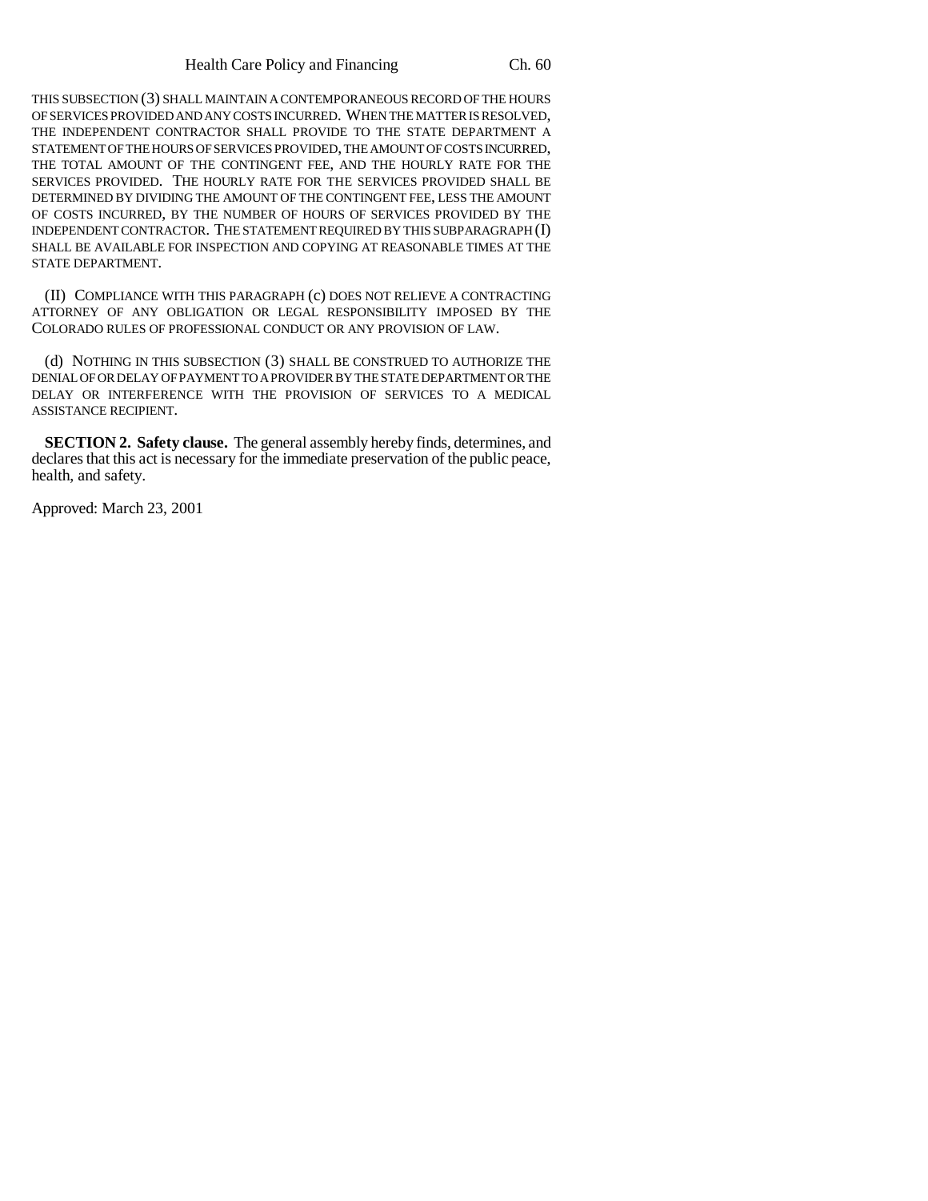THIS SUBSECTION (3) SHALL MAINTAIN A CONTEMPORANEOUS RECORD OF THE HOURS OF SERVICES PROVIDED AND ANY COSTS INCURRED. WHEN THE MATTER IS RESOLVED, THE INDEPENDENT CONTRACTOR SHALL PROVIDE TO THE STATE DEPARTMENT A STATEMENT OF THE HOURS OF SERVICES PROVIDED, THE AMOUNT OF COSTS INCURRED, THE TOTAL AMOUNT OF THE CONTINGENT FEE, AND THE HOURLY RATE FOR THE SERVICES PROVIDED. THE HOURLY RATE FOR THE SERVICES PROVIDED SHALL BE DETERMINED BY DIVIDING THE AMOUNT OF THE CONTINGENT FEE, LESS THE AMOUNT OF COSTS INCURRED, BY THE NUMBER OF HOURS OF SERVICES PROVIDED BY THE INDEPENDENT CONTRACTOR. THE STATEMENT REQUIRED BY THIS SUBPARAGRAPH (I) SHALL BE AVAILABLE FOR INSPECTION AND COPYING AT REASONABLE TIMES AT THE STATE DEPARTMENT.

(II) COMPLIANCE WITH THIS PARAGRAPH (c) DOES NOT RELIEVE A CONTRACTING ATTORNEY OF ANY OBLIGATION OR LEGAL RESPONSIBILITY IMPOSED BY THE COLORADO RULES OF PROFESSIONAL CONDUCT OR ANY PROVISION OF LAW.

(d) NOTHING IN THIS SUBSECTION (3) SHALL BE CONSTRUED TO AUTHORIZE THE DENIAL OF OR DELAY OF PAYMENT TO A PROVIDER BY THE STATE DEPARTMENT OR THE DELAY OR INTERFERENCE WITH THE PROVISION OF SERVICES TO A MEDICAL ASSISTANCE RECIPIENT.

**SECTION 2. Safety clause.** The general assembly hereby finds, determines, and declares that this act is necessary for the immediate preservation of the public peace, health, and safety.

Approved: March 23, 2001